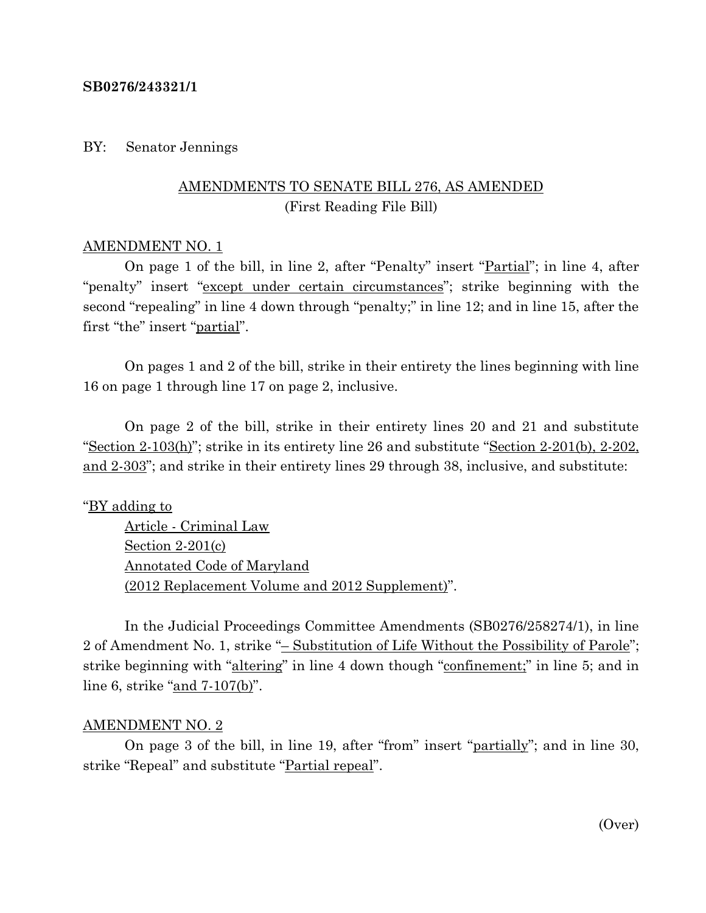**SB0276/243321/1**

BY: Senator Jennings

AMENDMENTS TO SENATE BILL 276, AS AMENDED
(First Reading File Bill)

AMENDMENT NO. 1

On page 1 of the bill, in line 2, after "Penalty" insert "Partial"; in line 4, after "penalty" insert "except under certain circumstances"; strike beginning with the second "repealing" in line 4 down through "penalty;" in line 12; and in line 15, after the first "the" insert "partial".

On pages 1 and 2 of the bill, strike in their entirety the lines beginning with line 16 on page 1 through line 17 on page 2, inclusive.

On page 2 of the bill, strike in their entirety lines 20 and 21 and substitute "Section 2-103(h)"; strike in its entirety line 26 and substitute "Section 2-201(b), 2-202, and 2-303"; and strike in their entirety lines 29 through 38, inclusive, and substitute:

"BY adding to
Article - Criminal Law
Section 2-201(c)
Annotated Code of Maryland
(2012 Replacement Volume and 2012 Supplement)".

In the Judicial Proceedings Committee Amendments (SB0276/258274/1), in line 2 of Amendment No. 1, strike "– Substitution of Life Without the Possibility of Parole"; strike beginning with "altering" in line 4 down though "confinement;" in line 5; and in line 6, strike "and 7-107(b)".

AMENDMENT NO. 2

On page 3 of the bill, in line 19, after "from" insert "partially"; and in line 30, strike "Repeal" and substitute "Partial repeal".

(Over)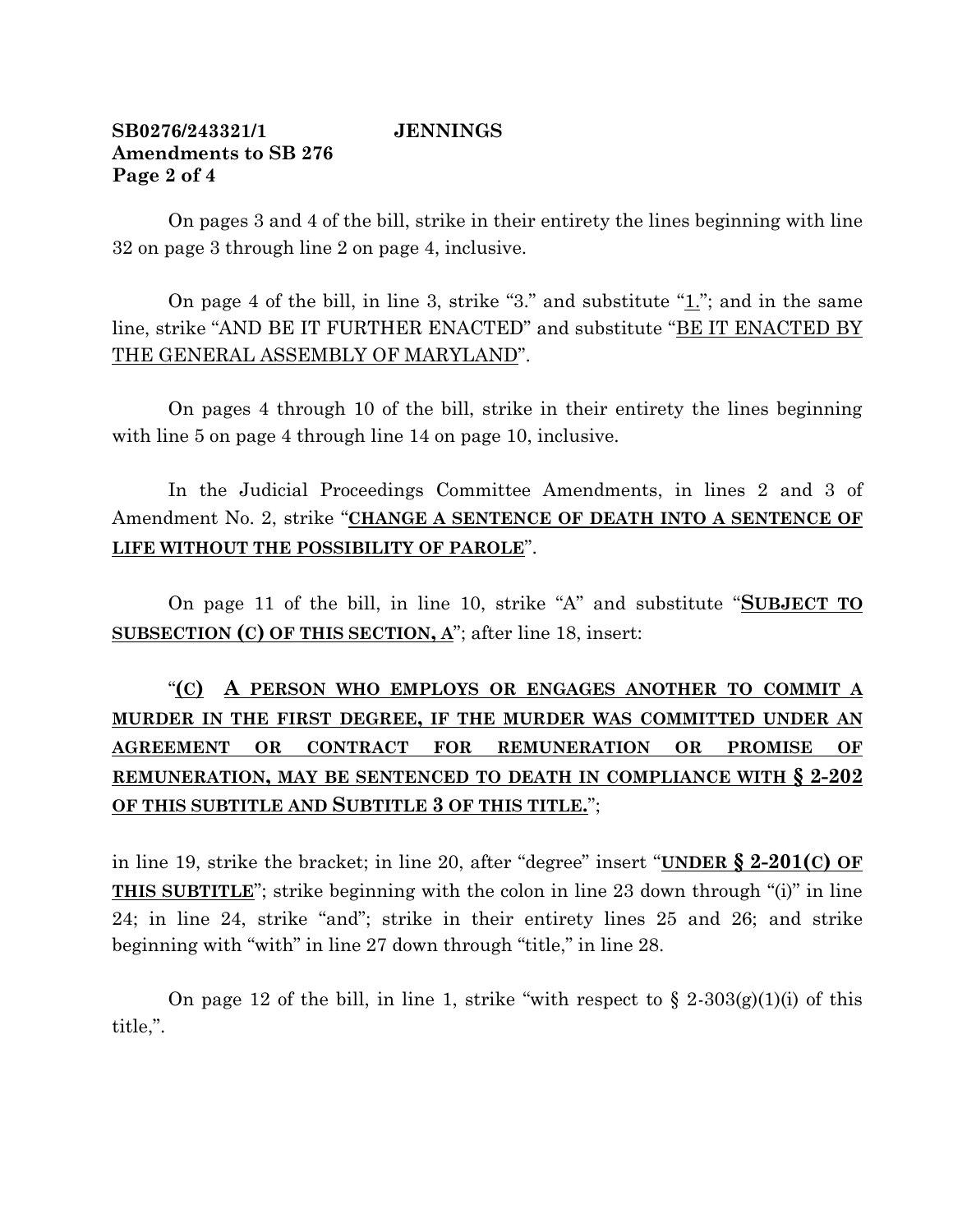On pages 3 and 4 of the bill, strike in their entirety the lines beginning with line 32 on page 3 through line 2 on page 4, inclusive.

On page 4 of the bill, in line 3, strike "3." and substitute "1."; and in the same line, strike "AND BE IT FURTHER ENACTED" and substitute "BE IT ENACTED BY THE GENERAL ASSEMBLY OF MARYLAND".

On pages 4 through 10 of the bill, strike in their entirety the lines beginning with line 5 on page 4 through line 14 on page 10, inclusive.

In the Judicial Proceedings Committee Amendments, in lines 2 and 3 of Amendment No. 2, strike "**CHANGE A SENTENCE OF DEATH INTO A SENTENCE OF LIFE WITHOUT THE POSSIBILITY OF PAROLE**".

On page 11 of the bill, in line 10, strike "A" and substitute "**SUBJECT TO SUBSECTION (C) OF THIS SECTION, A**"; after line 18, insert:

"**(C) A PERSON WHO EMPLOYS OR ENGAGES ANOTHER TO COMMIT A MURDER IN THE FIRST DEGREE, IF THE MURDER WAS COMMITTED UNDER AN AGREEMENT OR CONTRACT FOR REMUNERATION OR PROMISE OF REMUNERATION, MAY BE SENTENCED TO DEATH IN COMPLIANCE WITH § 2-202 OF THIS SUBTITLE AND SUBTITLE 3 OF THIS TITLE.**";

in line 19, strike the bracket; in line 20, after "degree" insert "**UNDER § 2-201(C) OF THIS SUBTITLE**"; strike beginning with the colon in line 23 down through "(i)" in line 24; in line 24, strike "and"; strike in their entirety lines 25 and 26; and strike beginning with "with" in line 27 down through "title," in line 28.

On page 12 of the bill, in line 1, strike "with respect to § 2-303(g)(1)(i) of this title,".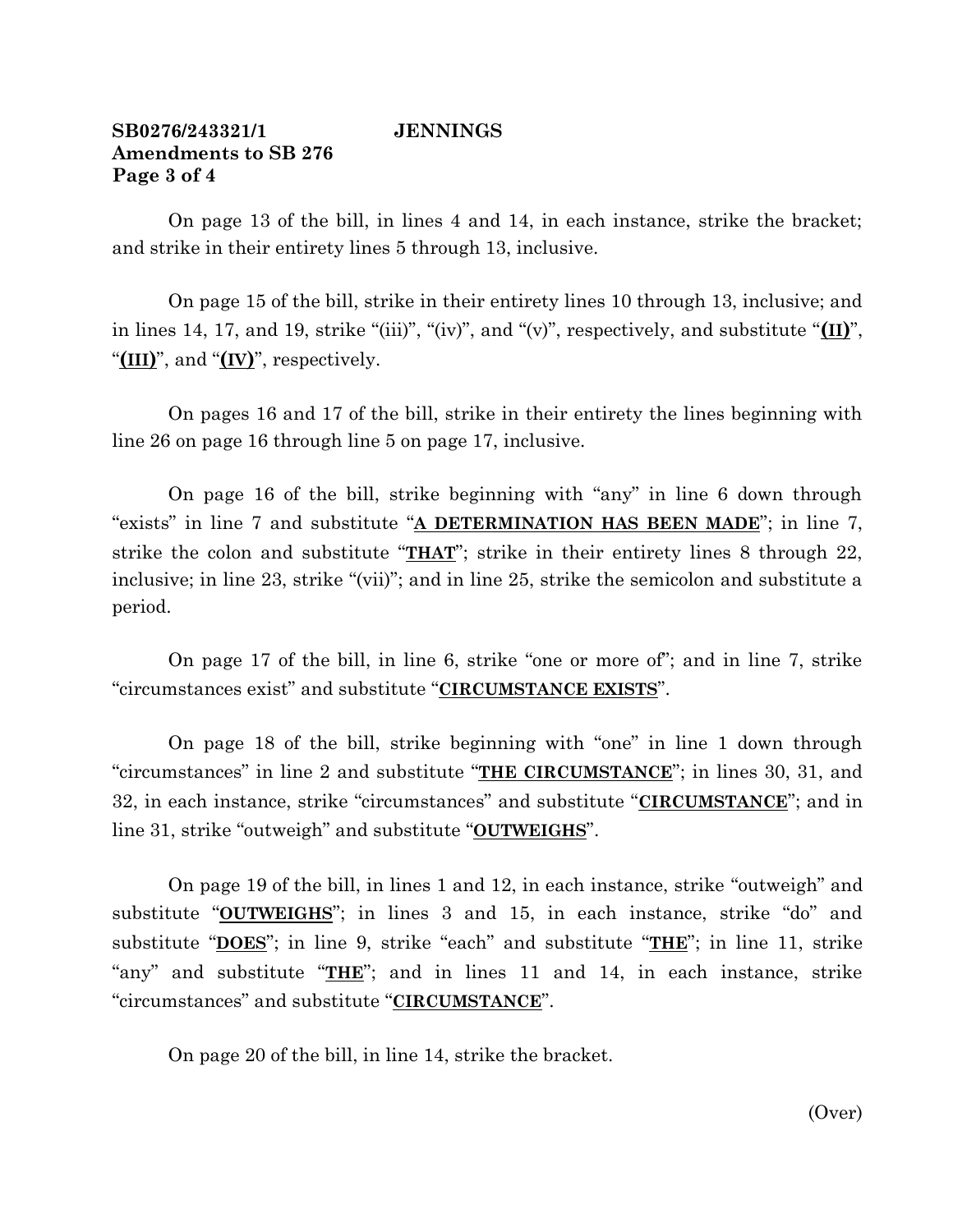**SB0276/243321/1 JENNINGS**
**Amendments to SB 276**
**Page 3 of 4**

On page 13 of the bill, in lines 4 and 14, in each instance, strike the bracket; and strike in their entirety lines 5 through 13, inclusive.

On page 15 of the bill, strike in their entirety lines 10 through 13, inclusive; and in lines 14, 17, and 19, strike "(iii)", "(iv)", and "(v)", respectively, and substitute "**(II)**", "**(III)**", and "**(IV)**", respectively.

On pages 16 and 17 of the bill, strike in their entirety the lines beginning with line 26 on page 16 through line 5 on page 17, inclusive.

On page 16 of the bill, strike beginning with "any" in line 6 down through "exists" in line 7 and substitute "**A DETERMINATION HAS BEEN MADE**"; in line 7, strike the colon and substitute "**THAT**"; strike in their entirety lines 8 through 22, inclusive; in line 23, strike "(vii)"; and in line 25, strike the semicolon and substitute a period.

On page 17 of the bill, in line 6, strike "one or more of"; and in line 7, strike "circumstances exist" and substitute "**CIRCUMSTANCE EXISTS**".

On page 18 of the bill, strike beginning with "one" in line 1 down through "circumstances" in line 2 and substitute "**THE CIRCUMSTANCE**"; in lines 30, 31, and 32, in each instance, strike "circumstances" and substitute "**CIRCUMSTANCE**"; and in line 31, strike "outweigh" and substitute "**OUTWEIGHS**".

On page 19 of the bill, in lines 1 and 12, in each instance, strike "outweigh" and substitute "**OUTWEIGHS**"; in lines 3 and 15, in each instance, strike "do" and substitute "**DOES**"; in line 9, strike "each" and substitute "**THE**"; in line 11, strike "any" and substitute "**THE**"; and in lines 11 and 14, in each instance, strike "circumstances" and substitute "**CIRCUMSTANCE**".

On page 20 of the bill, in line 14, strike the bracket.

(Over)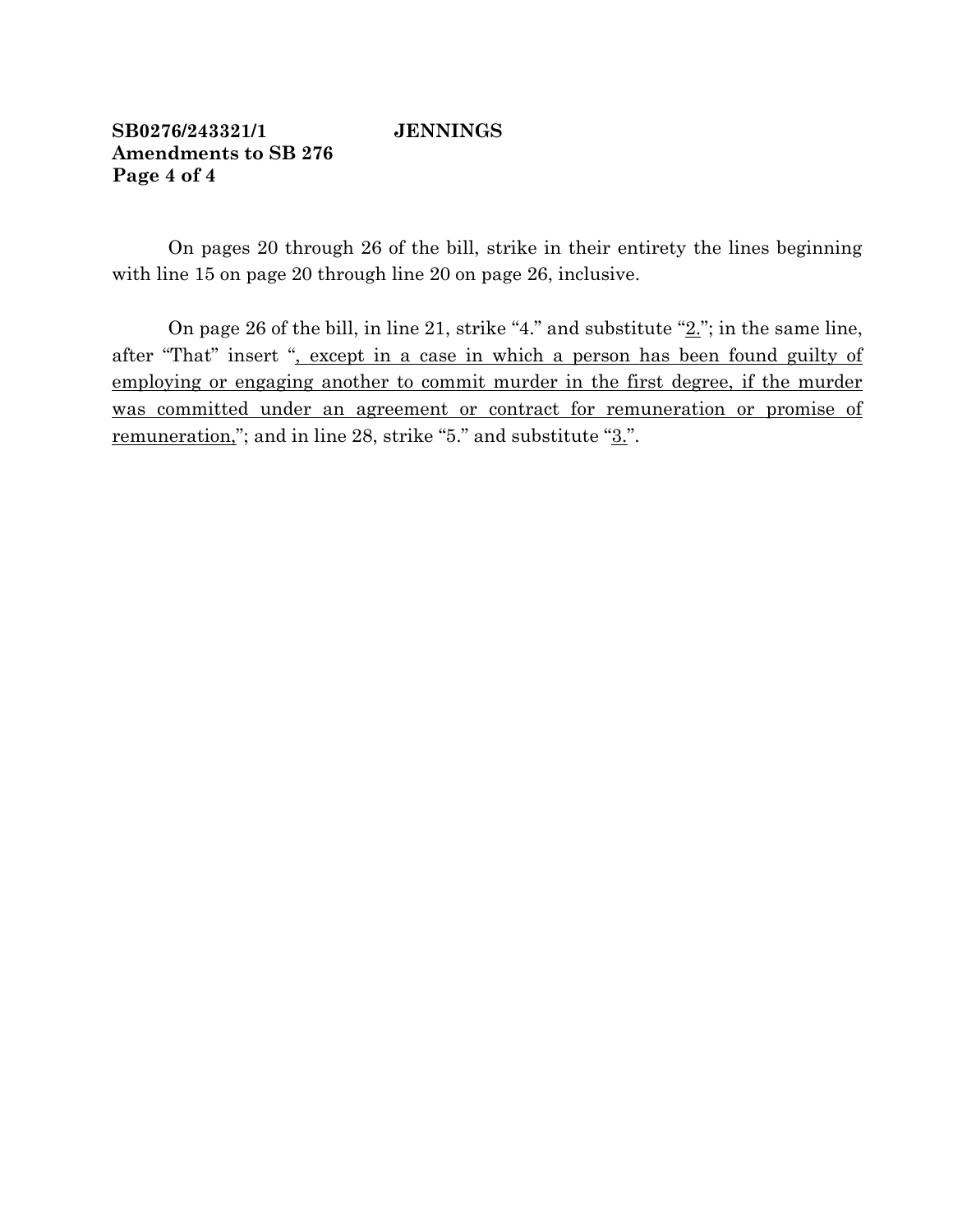On pages 20 through 26 of the bill, strike in their entirety the lines beginning with line 15 on page 20 through line 20 on page 26, inclusive.

On page 26 of the bill, in line 21, strike "4." and substitute "<u>2.</u>"; in the same line, after "That" insert "<u>, except in a case in which a person has been found guilty of employing or engaging another to commit murder in the first degree, if the murder was committed under an agreement or contract for remuneration or promise of remuneration,</u>"; and in line 28, strike "5." and substitute "<u>3.</u>".